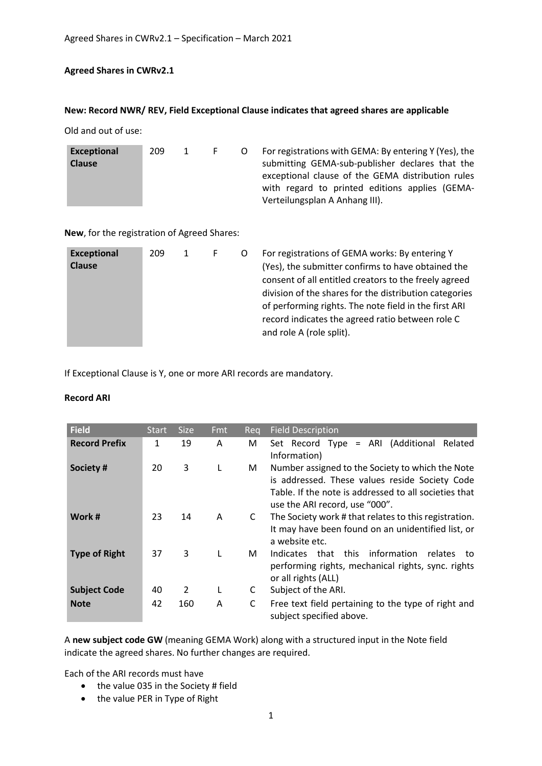## Agreed Shares in CWRv2.1

### New: Record NWR/ REV, Field Exceptional Clause indicates that agreed shares are applicable

Old and out of use:

| | | | | | |
|---|---|---|---|---|---|
| **Exceptional Clause** | 209 | 1 | F | O | For registrations with GEMA: By entering Y (Yes), the submitting GEMA-sub-publisher declares that the exceptional clause of the GEMA distribution rules with regard to printed editions applies (GEMA-Verteilungsplan A Anhang III). |

**New**, for the registration of Agreed Shares:

| | | | | | |
|---|---|---|---|---|---|
| **Exceptional Clause** | 209 | 1 | F | O | For registrations of GEMA works: By entering Y (Yes), the submitter confirms to have obtained the consent of all entitled creators to the freely agreed division of the shares for the distribution categories of performing rights. The note field in the first ARI record indicates the agreed ratio between role C and role A (role split). |

If Exceptional Clause is Y, one or more ARI records are mandatory.

### Record ARI

| Field | Start | Size | Fmt | Req | Field Description |
|---|---|---|---|---|---|
| **Record Prefix** | 1 | 19 | A | M | Set Record Type = ARI (Additional Related Information) |
| **Society #** | 20 | 3 | L | M | Number assigned to the Society to which the Note is addressed. These values reside Society Code Table. If the note is addressed to all societies that use the ARI record, use "000". |
| **Work #** | 23 | 14 | A | C | The Society work # that relates to this registration. It may have been found on an unidentified list, or a website etc. |
| **Type of Right** | 37 | 3 | L | M | Indicates that this information relates to performing rights, mechanical rights, sync. rights or all rights (ALL) |
| **Subject Code** | 40 | 2 | L | C | Subject of the ARI. |
| **Note** | 42 | 160 | A | C | Free text field pertaining to the type of right and subject specified above. |

A **new subject code GW** (meaning GEMA Work) along with a structured input in the Note field indicate the agreed shares. No further changes are required.

Each of the ARI records must have

- the value 035 in the Society # field
- the value PER in Type of Right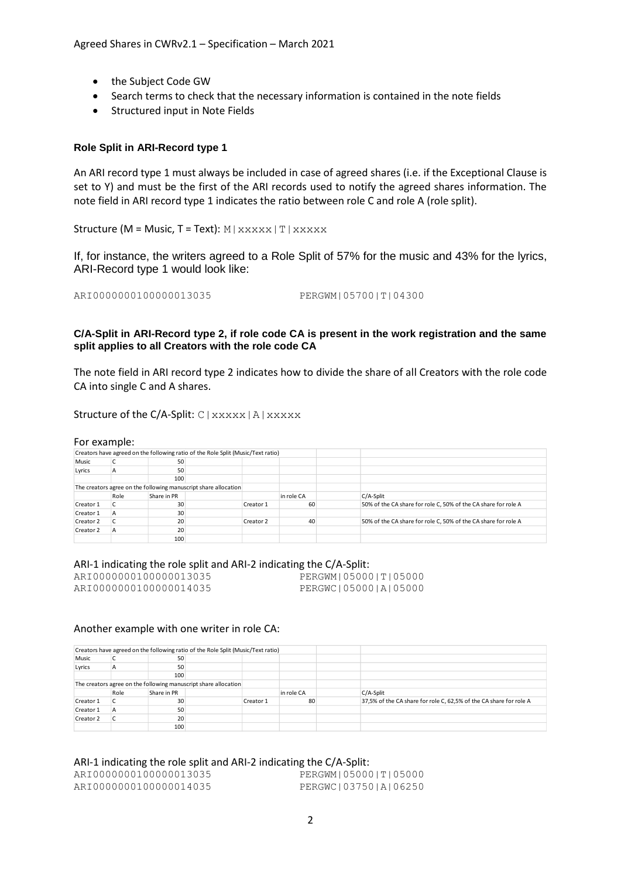- the Subject Code GW
- Search terms to check that the necessary information is contained in the note fields
- Structured input in Note Fields

### Role Split in ARI-Record type 1

An ARI record type 1 must always be included in case of agreed shares (i.e. if the Exceptional Clause is set to Y) and must be the first of the ARI records used to notify the agreed shares information. The note field in ARI record type 1 indicates the ratio between role C and role A (role split).

Structure (M = Music, T = Text): `M|xxxxx|T|xxxxx`

If, for instance, the writers agreed to a Role Split of 57% for the music and 43% for the lyrics, ARI-Record type 1 would look like:

```
ARI0000000100000013035            PERGWM|05700|T|04300
```

### C/A-Split in ARI-Record type 2, if role code CA is present in the work registration and the same split applies to all Creators with the role code CA

The note field in ARI record type 2 indicates how to divide the share of all Creators with the role code CA into single C and A shares.

Structure of the C/A-Split: `C|xxxxx|A|xxxxx`

For example:

| Creators have agreed on the following ratio of the Role Split (Music/Text ratio) | | | | | | | |
|---|---|---|---|---|---|---|---|
| Music | C | 50 | | | | | |
| Lyrics | A | 50 | | | | | |
| | | 100 | | | | | |
| The creators agree on the following manuscript share allocation | | | | | | | |
| | Role | Share in PR | | | in role CA | | C/A-Split |
| Creator 1 | C | 30 | | Creator 1 | 60 | | 50% of the CA share for role C, 50% of the CA share for role A |
| Creator 1 | A | 30 | | | | | |
| Creator 2 | C | 20 | | Creator 2 | 40 | | 50% of the CA share for role C, 50% of the CA share for role A |
| Creator 2 | A | 20 | | | | | |
| | | 100 | | | | | |

ARI-1 indicating the role split and ARI-2 indicating the C/A-Split:

```
ARI0000000100000013035            PERGWM|05000|T|05000
ARI0000000100000014035            PERGWC|05000|A|05000
```

Another example with one writer in role CA:

| Creators have agreed on the following ratio of the Role Split (Music/Text ratio) | | | | | | | |
|---|---|---|---|---|---|---|---|
| Music | C | 50 | | | | | |
| Lyrics | A | 50 | | | | | |
| | | 100 | | | | | |
| The creators agree on the following manuscript share allocation | | | | | | | |
| | Role | Share in PR | | | in role CA | | C/A-Split |
| Creator 1 | C | 30 | | Creator 1 | 80 | | 37,5% of the CA share for role C, 62,5% of the CA share for role A |
| Creator 1 | A | 50 | | | | | |
| Creator 2 | C | 20 | | | | | |
| | | 100 | | | | | |

ARI-1 indicating the role split and ARI-2 indicating the C/A-Split:

```
ARI0000000100000013035            PERGWM|05000|T|05000
ARI0000000100000014035            PERGWC|03750|A|06250
```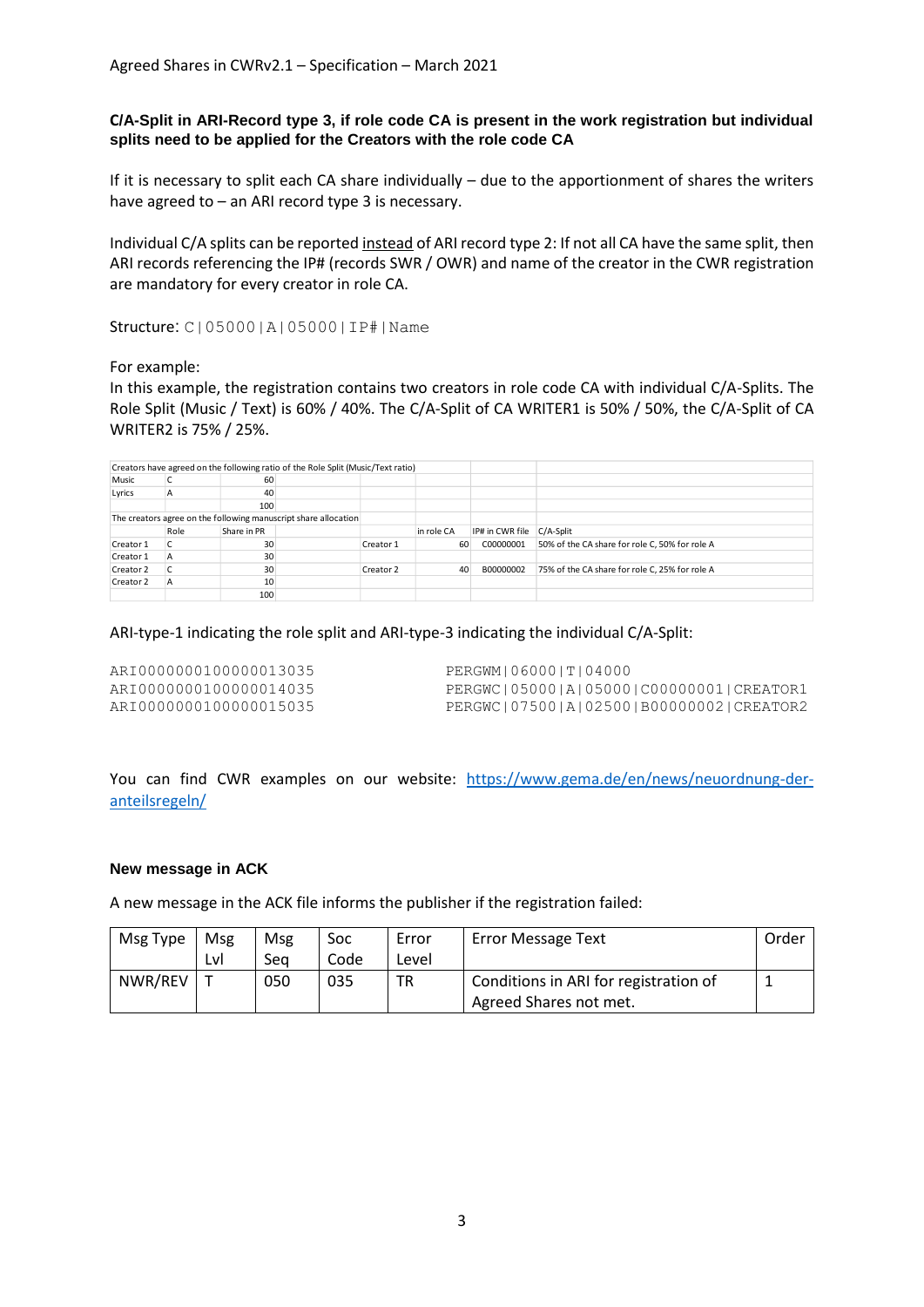**C/A-Split in ARI-Record type 3, if role code CA is present in the work registration but individual splits need to be applied for the Creators with the role code CA**

If it is necessary to split each CA share individually – due to the apportionment of shares the writers have agreed to – an ARI record type 3 is necessary.

Individual C/A splits can be reported instead of ARI record type 2: If not all CA have the same split, then ARI records referencing the IP# (records SWR / OWR) and name of the creator in the CWR registration are mandatory for every creator in role CA.

Structure: `C|05000|A|05000|IP#|Name`

For example:
In this example, the registration contains two creators in role code CA with individual C/A-Splits. The Role Split (Music / Text) is 60% / 40%. The C/A-Split of CA WRITER1 is 50% / 50%, the C/A-Split of CA WRITER2 is 75% / 25%.

| | | | | | | | |
|---|---|---|---|---|---|---|---|
| Creators have agreed on the following ratio of the Role Split (Music/Text ratio) | | | | | | | |
| Music | C | 60 | | | | | |
| Lyrics | A | 40 | | | | | |
| | | 100 | | | | | |
| The creators agree on the following manuscript share allocation | | | | | | | |
| | Role | Share in PR | | | in role CA | IP# in CWR file | C/A-Split |
| Creator 1 | C | 30 | | Creator 1 | 60 | C00000001 | 50% of the CA share for role C, 50% for role A |
| Creator 1 | A | 30 | | | | | |
| Creator 2 | C | 30 | | Creator 2 | 40 | B00000002 | 75% of the CA share for role C, 25% for role A |
| Creator 2 | A | 10 | | | | | |
| | | 100 | | | | | |

ARI-type-1 indicating the role split and ARI-type-3 indicating the individual C/A-Split:

```
ARI0000000100000013035          PERGWM|06000|T|04000
ARI0000000100000014035          PERGWC|05000|A|05000|C00000001|CREATOR1
ARI0000000100000015035          PERGWC|07500|A|02500|B00000002|CREATOR2
```

You can find CWR examples on our website: https://www.gema.de/en/news/neuordnung-der-anteilsregeln/

**New message in ACK**

A new message in the ACK file informs the publisher if the registration failed:

| Msg Type | Msg Lvl | Msg Seq | Soc Code | Error Level | Error Message Text | Order |
|---|---|---|---|---|---|---|
| NWR/REV | T | 050 | 035 | TR | Conditions in ARI for registration of Agreed Shares not met. | 1 |